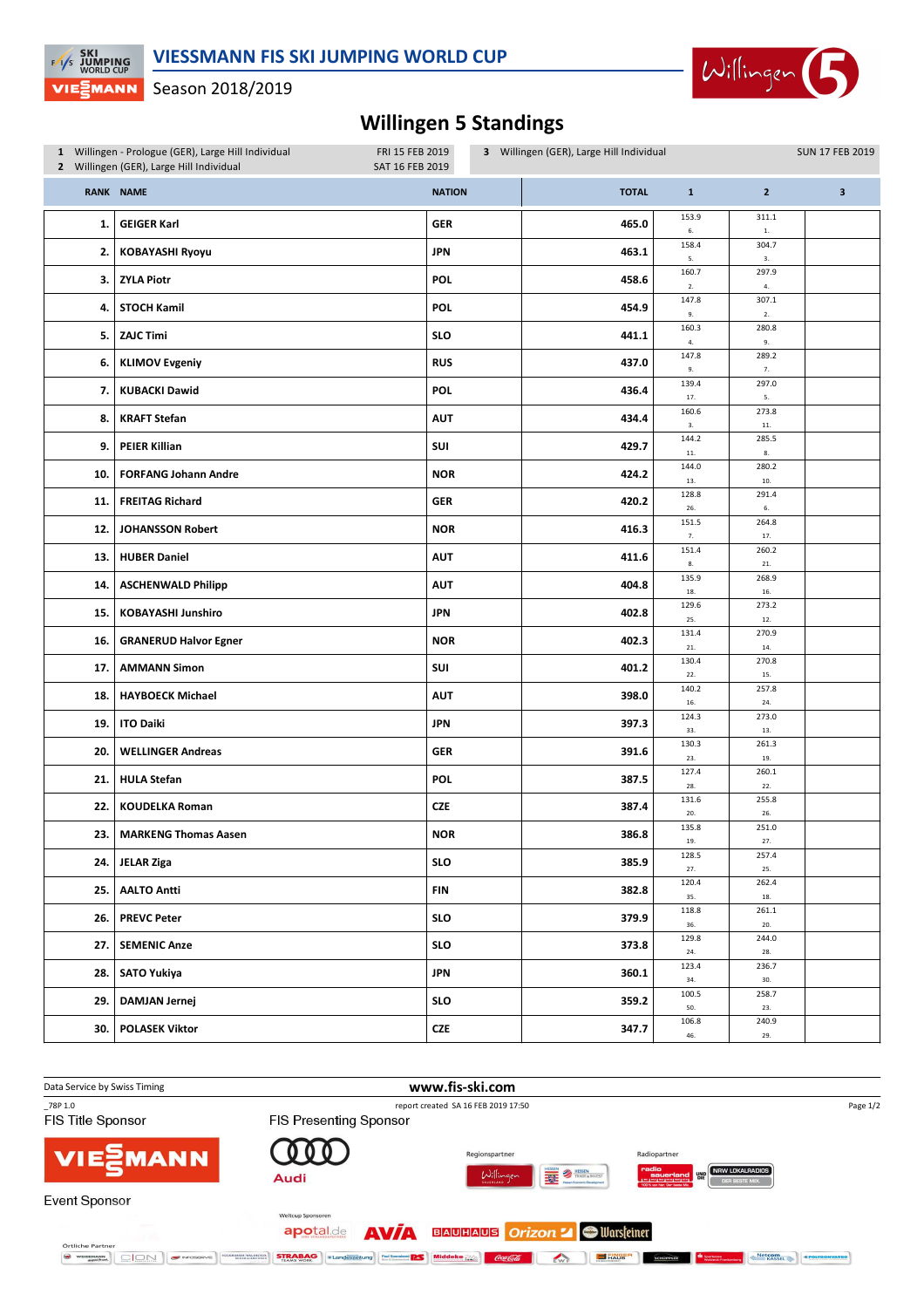# VIESSMANN FIS SKI JUMPING WORLD CUP

Season 2018/2019

## Willingen 5 Standings

1 Willingen - Prologue (GER), Large Hill Individual — FRI 15 FEB 2019
2 Willingen (GER), Large Hill Individual — SAT 16 FEB 2019
3 Willingen (GER), Large Hill Individual — SUN 17 FEB 2019

| RANK | NAME | NATION | TOTAL | 1 | 2 | 3 |
|---|---|---|---|---|---|---|
| 1. | GEIGER Karl | GER | 465.0 | 153.9 6. | 311.1 1. | |
| 2. | KOBAYASHI Ryoyu | JPN | 463.1 | 158.4 5. | 304.7 3. | |
| 3. | ZYLA Piotr | POL | 458.6 | 160.7 2. | 297.9 4. | |
| 4. | STOCH Kamil | POL | 454.9 | 147.8 9. | 307.1 2. | |
| 5. | ZAJC Timi | SLO | 441.1 | 160.3 4. | 280.8 9. | |
| 6. | KLIMOV Evgeniy | RUS | 437.0 | 147.8 9. | 289.2 7. | |
| 7. | KUBACKI Dawid | POL | 436.4 | 139.4 17. | 297.0 5. | |
| 8. | KRAFT Stefan | AUT | 434.4 | 160.6 3. | 273.8 11. | |
| 9. | PEIER Killian | SUI | 429.7 | 144.2 11. | 285.5 8. | |
| 10. | FORFANG Johann Andre | NOR | 424.2 | 144.0 13. | 280.2 10. | |
| 11. | FREITAG Richard | GER | 420.2 | 128.8 26. | 291.4 6. | |
| 12. | JOHANSSON Robert | NOR | 416.3 | 151.5 7. | 264.8 17. | |
| 13. | HUBER Daniel | AUT | 411.6 | 151.4 8. | 260.2 21. | |
| 14. | ASCHENWALD Philipp | AUT | 404.8 | 135.9 18. | 268.9 16. | |
| 15. | KOBAYASHI Junshiro | JPN | 402.8 | 129.6 25. | 273.2 12. | |
| 16. | GRANERUD Halvor Egner | NOR | 402.3 | 131.4 21. | 270.9 14. | |
| 17. | AMMANN Simon | SUI | 401.2 | 130.4 22. | 270.8 15. | |
| 18. | HAYBOECK Michael | AUT | 398.0 | 140.2 16. | 257.8 24. | |
| 19. | ITO Daiki | JPN | 397.3 | 124.3 33. | 273.0 13. | |
| 20. | WELLINGER Andreas | GER | 391.6 | 130.3 23. | 261.3 19. | |
| 21. | HULA Stefan | POL | 387.5 | 127.4 28. | 260.1 22. | |
| 22. | KOUDELKA Roman | CZE | 387.4 | 131.6 20. | 255.8 26. | |
| 23. | MARKENG Thomas Aasen | NOR | 386.8 | 135.8 19. | 251.0 27. | |
| 24. | JELAR Ziga | SLO | 385.9 | 128.5 27. | 257.4 25. | |
| 25. | AALTO Antti | FIN | 382.8 | 120.4 35. | 262.4 18. | |
| 26. | PREVC Peter | SLO | 379.9 | 118.8 36. | 261.1 20. | |
| 27. | SEMENIC Anze | SLO | 373.8 | 129.8 24. | 244.0 28. | |
| 28. | SATO Yukiya | JPN | 360.1 | 123.4 34. | 236.7 30. | |
| 29. | DAMJAN Jernej | SLO | 359.2 | 100.5 50. | 258.7 23. | |
| 30. | POLASEK Viktor | CZE | 347.7 | 106.8 46. | 240.9 29. | |

Data Service by Swiss Timing — www.fis-ski.com

_78P 1.0 — report created SA 16 FEB 2019 17:50

FIS Title Sponsor — FIS Presenting Sponsor

Event Sponsor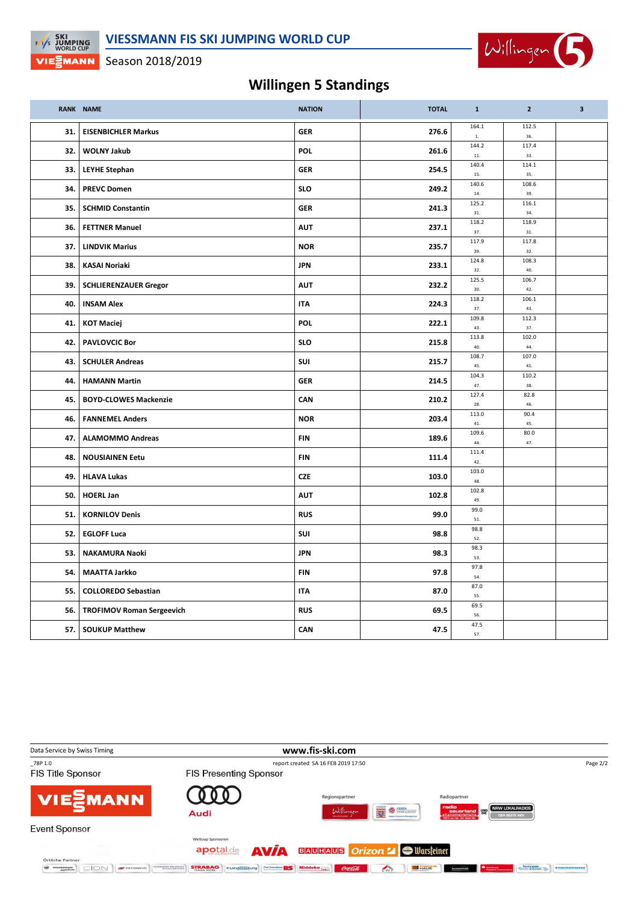# VIESSMANN FIS SKI JUMPING WORLD CUP

Season 2018/2019

## Willingen 5 Standings

| RANK | NAME | NATION | TOTAL | 1 | 2 | 3 |
|---|---|---|---|---|---|---|
| 31. | EISENBICHLER Markus | GER | 276.6 | 164.1 1. | 112.5 36. | |
| 32. | WOLNY Jakub | POL | 261.6 | 144.2 11. | 117.4 33. | |
| 33. | LEYHE Stephan | GER | 254.5 | 140.4 15. | 114.1 35. | |
| 34. | PREVC Domen | SLO | 249.2 | 140.6 14. | 108.6 39. | |
| 35. | SCHMID Constantin | GER | 241.3 | 125.2 31. | 116.1 34. | |
| 36. | FETTNER Manuel | AUT | 237.1 | 118.2 37. | 118.9 31. | |
| 37. | LINDVIK Marius | NOR | 235.7 | 117.9 39. | 117.8 32. | |
| 38. | KASAI Noriaki | JPN | 233.1 | 124.8 32. | 108.3 40. | |
| 39. | SCHLIERENZAUER Gregor | AUT | 232.2 | 125.5 30. | 106.7 42. | |
| 40. | INSAM Alex | ITA | 224.3 | 118.2 37. | 106.1 43. | |
| 41. | KOT Maciej | POL | 222.1 | 109.8 43. | 112.3 37. | |
| 42. | PAVLOVCIC Bor | SLO | 215.8 | 113.8 40. | 102.0 44. | |
| 43. | SCHULER Andreas | SUI | 215.7 | 108.7 45. | 107.0 41. | |
| 44. | HAMANN Martin | GER | 214.5 | 104.3 47. | 110.2 38. | |
| 45. | BOYD-CLOWES Mackenzie | CAN | 210.2 | 127.4 28. | 82.8 46. | |
| 46. | FANNEMEL Anders | NOR | 203.4 | 113.0 41. | 90.4 45. | |
| 47. | ALAMOMMO Andreas | FIN | 189.6 | 109.6 44. | 80.0 47. | |
| 48. | NOUSIAINEN Eetu | FIN | 111.4 | 111.4 42. | | |
| 49. | HLAVA Lukas | CZE | 103.0 | 103.0 48. | | |
| 50. | HOERL Jan | AUT | 102.8 | 102.8 49. | | |
| 51. | KORNILOV Denis | RUS | 99.0 | 99.0 51. | | |
| 52. | EGLOFF Luca | SUI | 98.8 | 98.8 52. | | |
| 53. | NAKAMURA Naoki | JPN | 98.3 | 98.3 53. | | |
| 54. | MAATTA Jarkko | FIN | 97.8 | 97.8 54. | | |
| 55. | COLLOREDO Sebastian | ITA | 87.0 | 87.0 55. | | |
| 56. | TROFIMOV Roman Sergeevich | RUS | 69.5 | 69.5 56. | | |
| 57. | SOUKUP Matthew | CAN | 47.5 | 47.5 57. | | |

Data Service by Swiss Timing www.fis-ski.com

_78P 1.0 report created SA 16 FEB 2019 17:50

FIS Title Sponsor FIS Presenting Sponsor

Event Sponsor